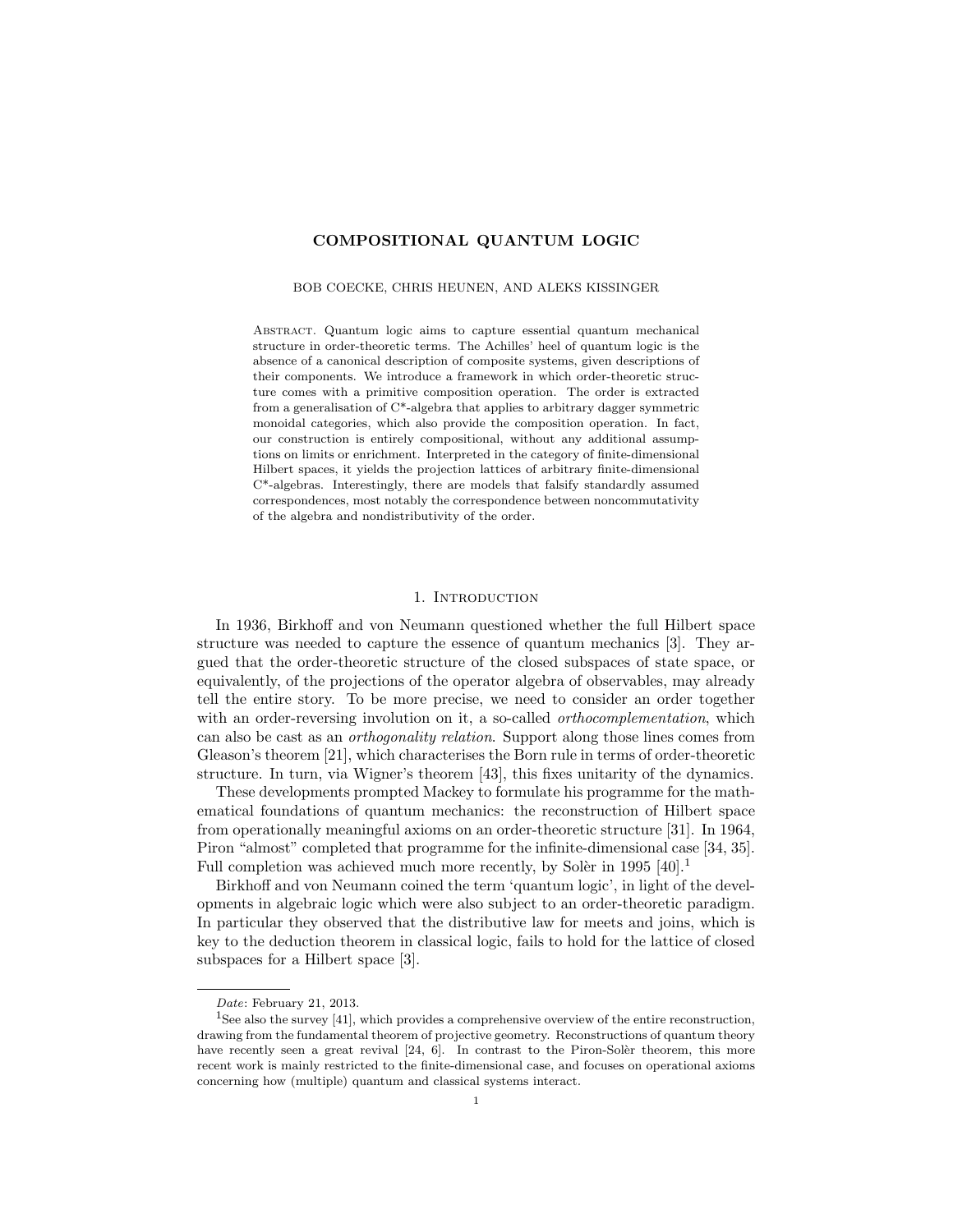# COMPOSITIONAL QUANTUM LOGIC

BOB COECKE, CHRIS HEUNEN, AND ALEKS KISSINGER

Abstract. Quantum logic aims to capture essential quantum mechanical structure in order-theoretic terms. The Achilles' heel of quantum logic is the absence of a canonical description of composite systems, given descriptions of their components. We introduce a framework in which order-theoretic structure comes with a primitive composition operation. The order is extracted from a generalisation of C\*-algebra that applies to arbitrary dagger symmetric monoidal categories, which also provide the composition operation. In fact, our construction is entirely compositional, without any additional assumptions on limits or enrichment. Interpreted in the category of finite-dimensional Hilbert spaces, it yields the projection lattices of arbitrary finite-dimensional C\*-algebras. Interestingly, there are models that falsify standardly assumed correspondences, most notably the correspondence between noncommutativity of the algebra and nondistributivity of the order.

## 1. Introduction

In 1936, Birkhoff and von Neumann questioned whether the full Hilbert space structure was needed to capture the essence of quantum mechanics [3]. They argued that the order-theoretic structure of the closed subspaces of state space, or equivalently, of the projections of the operator algebra of observables, may already tell the entire story. To be more precise, we need to consider an order together with an order-reversing involution on it, a so-called *orthocomplementation*, which can also be cast as an *orthogonality relation*. Support along those lines comes from Gleason's theorem [21], which characterises the Born rule in terms of order-theoretic structure. In turn, via Wigner's theorem [43], this fixes unitarity of the dynamics.

These developments prompted Mackey to formulate his programme for the mathematical foundations of quantum mechanics: the reconstruction of Hilbert space from operationally meaningful axioms on an order-theoretic structure [31]. In 1964, Piron "almost" completed that programme for the infinite-dimensional case [34, 35]. Full completion was achieved much more recently, by Solèr in 1995 [40].[1]

Birkhoff and von Neumann coined the term 'quantum logic', in light of the developments in algebraic logic which were also subject to an order-theoretic paradigm. In particular they observed that the distributive law for meets and joins, which is key to the deduction theorem in classical logic, fails to hold for the lattice of closed subspaces for a Hilbert space [3].

*Date*: February 21, 2013.

[1] See also the survey [41], which provides a comprehensive overview of the entire reconstruction, drawing from the fundamental theorem of projective geometry. Reconstructions of quantum theory have recently seen a great revival [24, 6]. In contrast to the Piron-Solèr theorem, this more recent work is mainly restricted to the finite-dimensional case, and focuses on operational axioms concerning how (multiple) quantum and classical systems interact.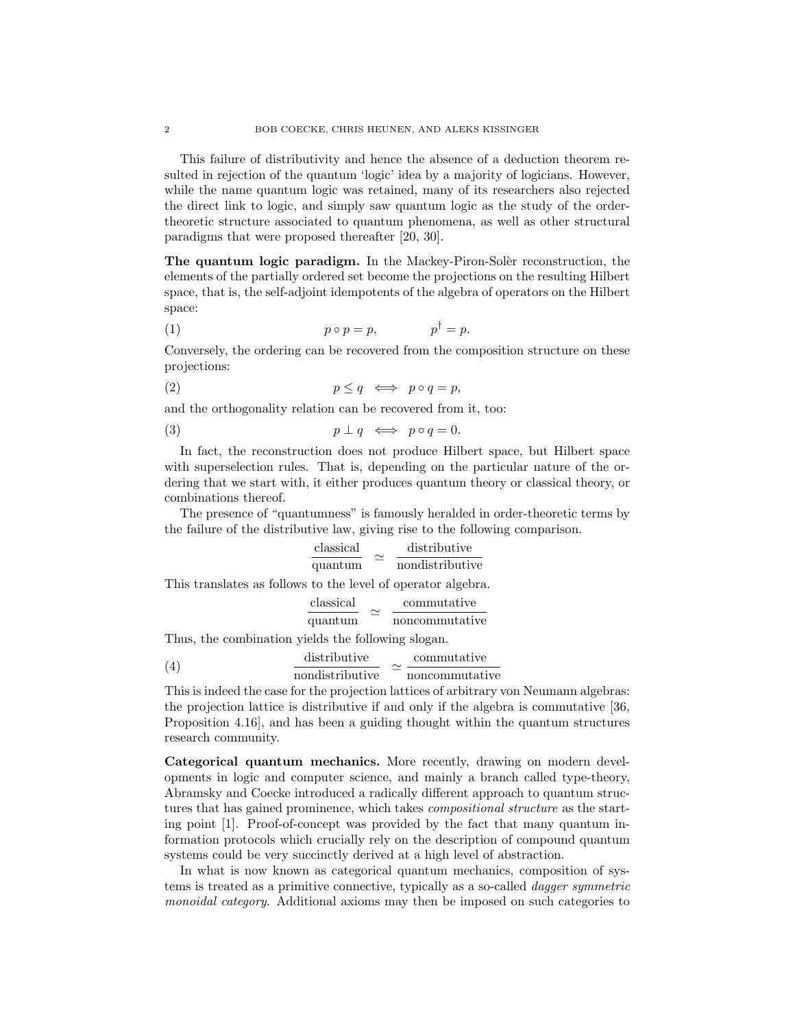This failure of distributivity and hence the absence of a deduction theorem resulted in rejection of the quantum 'logic' idea by a majority of logicians. However, while the name quantum logic was retained, many of its researchers also rejected the direct link to logic, and simply saw quantum logic as the study of the order-theoretic structure associated to quantum phenomena, as well as other structural paradigms that were proposed thereafter [20, 30].

**The quantum logic paradigm.** In the Mackey-Piron-Solèr reconstruction, the elements of the partially ordered set become the projections on the resulting Hilbert space, that is, the self-adjoint idempotents of the algebra of operators on the Hilbert space:

$$p \circ p = p, \qquad p^\dagger = p. \tag{1}$$

Conversely, the ordering can be recovered from the composition structure on these projections:

$$p \leq q \iff p \circ q = p, \tag{2}$$

and the orthogonality relation can be recovered from it, too:

$$p \perp q \iff p \circ q = 0. \tag{3}$$

In fact, the reconstruction does not produce Hilbert space, but Hilbert space with superselection rules. That is, depending on the particular nature of the ordering that we start with, it either produces quantum theory or classical theory, or combinations thereof.

The presence of "quantumness" is famously heralded in order-theoretic terms by the failure of the distributive law, giving rise to the following comparison.

$$\frac{\text{classical}}{\text{quantum}} \simeq \frac{\text{distributive}}{\text{nondistributive}}$$

This translates as follows to the level of operator algebra.

$$\frac{\text{classical}}{\text{quantum}} \simeq \frac{\text{commutative}}{\text{noncommutative}}$$

Thus, the combination yields the following slogan.

$$\frac{\text{distributive}}{\text{nondistributive}} \simeq \frac{\text{commutative}}{\text{noncommutative}} \tag{4}$$

This is indeed the case for the projection lattices of arbitrary von Neumann algebras: the projection lattice is distributive if and only if the algebra is commutative [36, Proposition 4.16], and has been a guiding thought within the quantum structures research community.

**Categorical quantum mechanics.** More recently, drawing on modern developments in logic and computer science, and mainly a branch called type-theory, Abramsky and Coecke introduced a radically different approach to quantum structures that has gained prominence, which takes *compositional structure* as the starting point [1]. Proof-of-concept was provided by the fact that many quantum information protocols which crucially rely on the description of compound quantum systems could be very succinctly derived at a high level of abstraction.

In what is now known as categorical quantum mechanics, composition of systems is treated as a primitive connective, typically as a so-called *dagger symmetric monoidal category*. Additional axioms may then be imposed on such categories to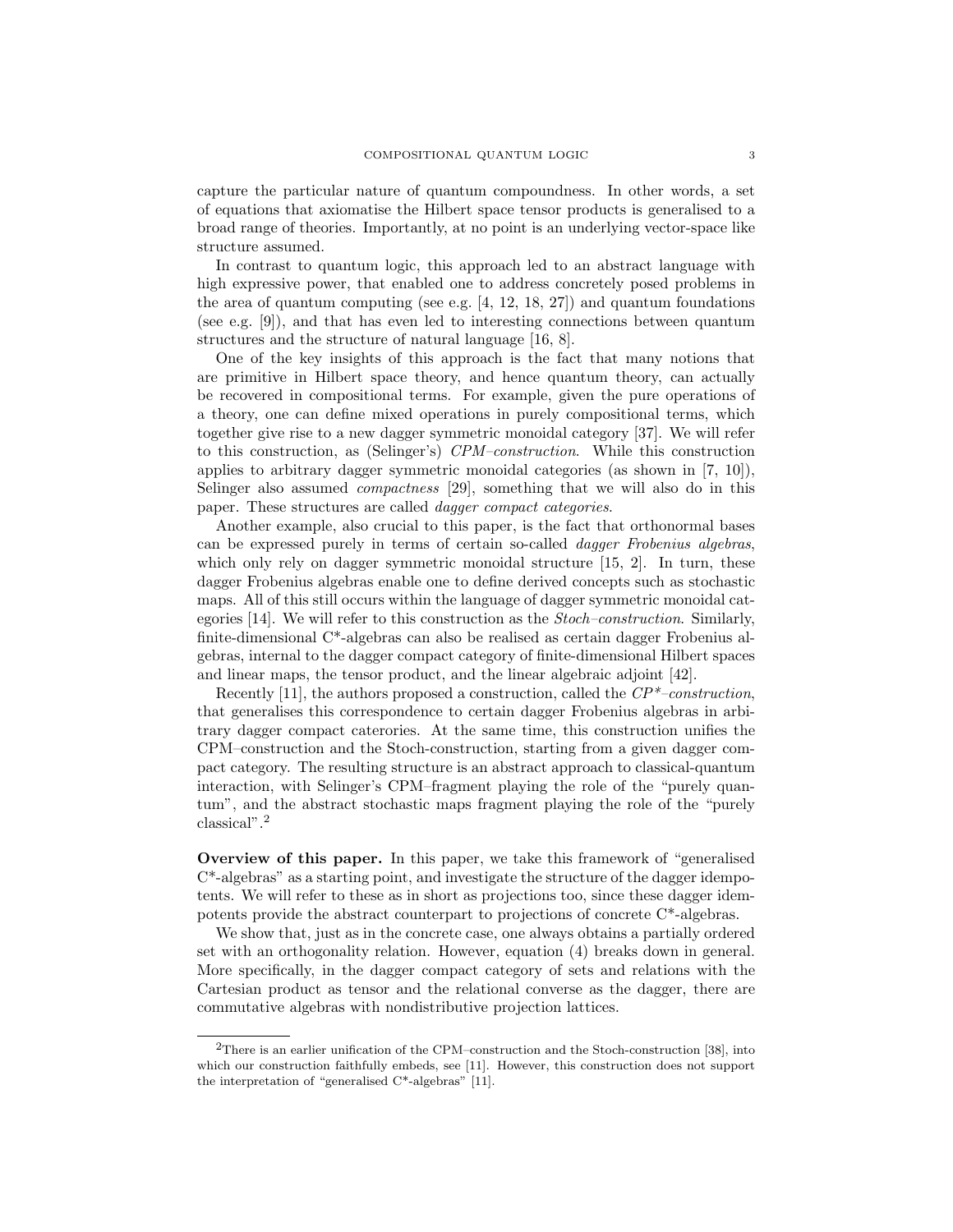capture the particular nature of quantum compoundness. In other words, a set of equations that axiomatise the Hilbert space tensor products is generalised to a broad range of theories. Importantly, at no point is an underlying vector-space like structure assumed.

In contrast to quantum logic, this approach led to an abstract language with high expressive power, that enabled one to address concretely posed problems in the area of quantum computing (see e.g. [4, 12, 18, 27]) and quantum foundations (see e.g. [9]), and that has even led to interesting connections between quantum structures and the structure of natural language [16, 8].

One of the key insights of this approach is the fact that many notions that are primitive in Hilbert space theory, and hence quantum theory, can actually be recovered in compositional terms. For example, given the pure operations of a theory, one can define mixed operations in purely compositional terms, which together give rise to a new dagger symmetric monoidal category [37]. We will refer to this construction, as (Selinger's) *CPM–construction*. While this construction applies to arbitrary dagger symmetric monoidal categories (as shown in [7, 10]), Selinger also assumed *compactness* [29], something that we will also do in this paper. These structures are called *dagger compact categories*.

Another example, also crucial to this paper, is the fact that orthonormal bases can be expressed purely in terms of certain so-called *dagger Frobenius algebras*, which only rely on dagger symmetric monoidal structure [15, 2]. In turn, these dagger Frobenius algebras enable one to define derived concepts such as stochastic maps. All of this still occurs within the language of dagger symmetric monoidal categories [14]. We will refer to this construction as the *Stoch–construction*. Similarly, finite-dimensional C\*-algebras can also be realised as certain dagger Frobenius algebras, internal to the dagger compact category of finite-dimensional Hilbert spaces and linear maps, the tensor product, and the linear algebraic adjoint [42].

Recently [11], the authors proposed a construction, called the *CP\*–construction*, that generalises this correspondence to certain dagger Frobenius algebras in arbitrary dagger compact cateories. At the same time, this construction unifies the CPM–construction and the Stoch-construction, starting from a given dagger compact category. The resulting structure is an abstract approach to classical-quantum interaction, with Selinger's CPM–fragment playing the role of the "purely quantum", and the abstract stochastic maps fragment playing the role of the "purely classical".[2]

**Overview of this paper.** In this paper, we take this framework of "generalised C\*-algebras" as a starting point, and investigate the structure of the dagger idempotents. We will refer to these as in short as projections too, since these dagger idempotents provide the abstract counterpart to projections of concrete C\*-algebras.

We show that, just as in the concrete case, one always obtains a partially ordered set with an orthogonality relation. However, equation (4) breaks down in general. More specifically, in the dagger compact category of sets and relations with the Cartesian product as tensor and the relational converse as the dagger, there are commutative algebras with nondistributive projection lattices.

[2]There is an earlier unification of the CPM–construction and the Stoch-construction [38], into which our construction faithfully embeds, see [11]. However, this construction does not support the interpretation of "generalised C\*-algebras" [11].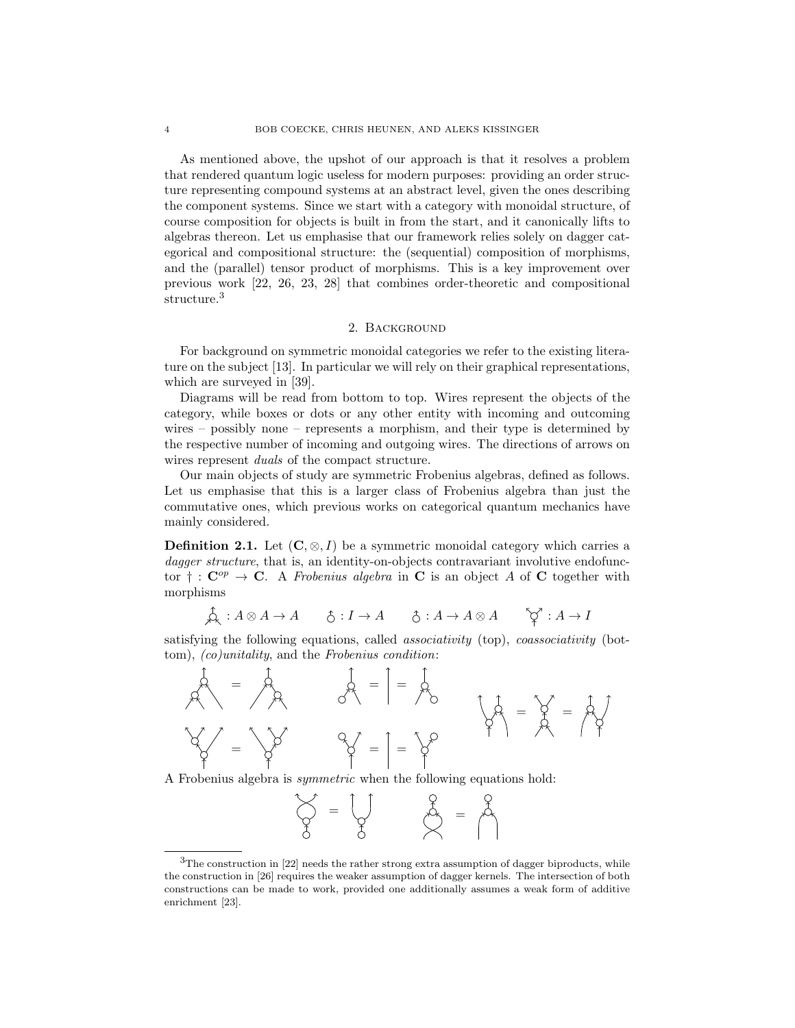As mentioned above, the upshot of our approach is that it resolves a problem that rendered quantum logic useless for modern purposes: providing an order structure representing compound systems at an abstract level, given the ones describing the component systems. Since we start with a category with monoidal structure, of course composition for objects is built in from the start, and it canonically lifts to algebras thereon. Let us emphasise that our framework relies solely on dagger categorical and compositional structure: the (sequential) composition of morphisms, and the (parallel) tensor product of morphisms. This is a key improvement over previous work [22, 26, 23, 28] that combines order-theoretic and compositional structure.[3]

## 2. Background

For background on symmetric monoidal categories we refer to the existing literature on the subject [13]. In particular we will rely on their graphical representations, which are surveyed in [39].

Diagrams will be read from bottom to top. Wires represent the objects of the category, while boxes or dots or any other entity with incoming and outcoming wires – possibly none – represents a morphism, and their type is determined by the respective number of incoming and outgoing wires. The directions of arrows on wires represent *duals* of the compact structure.

Our main objects of study are symmetric Frobenius algebras, defined as follows. Let us emphasise that this is a larger class of Frobenius algebra than just the commutative ones, which previous works on categorical quantum mechanics have mainly considered.

**Definition 2.1.** Let $(\mathbf{C}, \otimes, I)$ be a symmetric monoidal category which carries a *dagger structure*, that is, an identity-on-objects contravariant involutive endofunctor $\dagger : \mathbf{C}^{op} \to \mathbf{C}$. A *Frobenius algebra* in $\mathbf{C}$ is an object $A$ of $\mathbf{C}$ together with morphisms

$$: A \otimes A \to A \qquad : I \to A \qquad : A \to A \otimes A \qquad : A \to I$$

satisfying the following equations, called *associativity* (top), *coassociativity* (bottom), *(co)unitality*, and the *Frobenius condition*:

A Frobenius algebra is *symmetric* when the following equations hold:

---

[3] The construction in [22] needs the rather strong extra assumption of dagger biproducts, while the construction in [26] requires the weaker assumption of dagger kernels. The intersection of both constructions can be made to work, provided one additionally assumes a weak form of additive enrichment [23].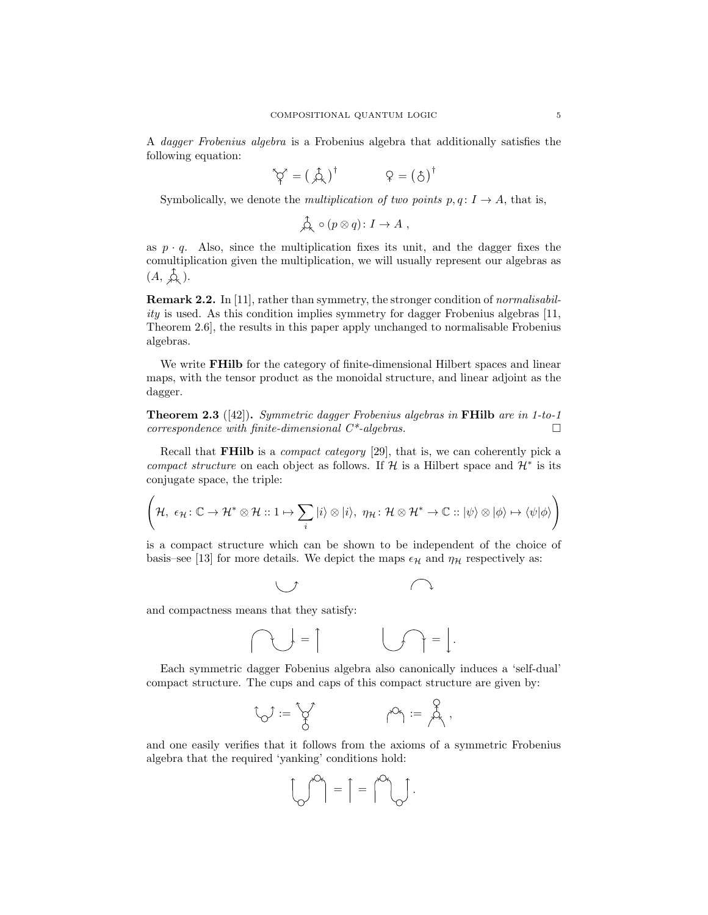A *dagger Frobenius algebra* is a Frobenius algebra that additionally satisfies the following equation:

[diagram: comultiplication] $= ($ [diagram: multiplication] $)^\dagger$ [diagram: counit] $= ($ [diagram: unit] $)^\dagger$

Symbolically, we denote the *multiplication of two points* $p, q \colon I \to A$, that is,

$$\text{[multiplication]} \circ (p \otimes q) \colon I \to A \ ,$$

as $p \cdot q$. Also, since the multiplication fixes its unit, and the dagger fixes the comultiplication given the multiplication, we will usually represent our algebras as $(A,$ [multiplication]$)$.

**Remark 2.2.** In [11], rather than symmetry, the stronger condition of *normalisability* is used. As this condition implies symmetry for dagger Frobenius algebras [11, Theorem 2.6], the results in this paper apply unchanged to normalisable Frobenius algebras.

We write **FHilb** for the category of finite-dimensional Hilbert spaces and linear maps, with the tensor product as the monoidal structure, and linear adjoint as the dagger.

**Theorem 2.3** ([42])**.** *Symmetric dagger Frobenius algebras in* **FHilb** *are in 1-to-1 correspondence with finite-dimensional C\*-algebras.* □

Recall that **FHilb** is a *compact category* [29], that is, we can coherently pick a *compact structure* on each object as follows. If $\mathcal{H}$ is a Hilbert space and $\mathcal{H}^*$ is its conjugate space, the triple:

$$\left( \mathcal{H},\ \epsilon_{\mathcal{H}} \colon \mathbb{C} \to \mathcal{H}^* \otimes \mathcal{H} :: 1 \mapsto \sum_i |i\rangle \otimes |i\rangle,\ \eta_{\mathcal{H}} \colon \mathcal{H} \otimes \mathcal{H}^* \to \mathbb{C} :: |\psi\rangle \otimes |\phi\rangle \mapsto \langle \psi | \phi \rangle \right)$$

is a compact structure which can be shown to be independent of the choice of basis–see [13] for more details. We depict the maps $\epsilon_{\mathcal{H}}$ and $\eta_{\mathcal{H}}$ respectively as:

[diagram: cup] [diagram: cap]

and compactness means that they satisfy:

[diagram: cap–cup] $=$ [diagram: upward wire] [diagram: cup–cap] $=$ [diagram: downward wire].

Each symmetric dagger Fobenius algebra also canonically induces a 'self-dual' compact structure. The cups and caps of this compact structure are given by:

[diagram: cup] $:=$ [diagram: comultiplication composed with unit] [diagram: cap] $:=$ [diagram: counit composed with multiplication] ,

and one easily verifies that it follows from the axioms of a symmetric Frobenius algebra that the required 'yanking' conditions hold:

[diagram: cup–cap] $=$ [diagram: wire] $=$ [diagram: cap–cup].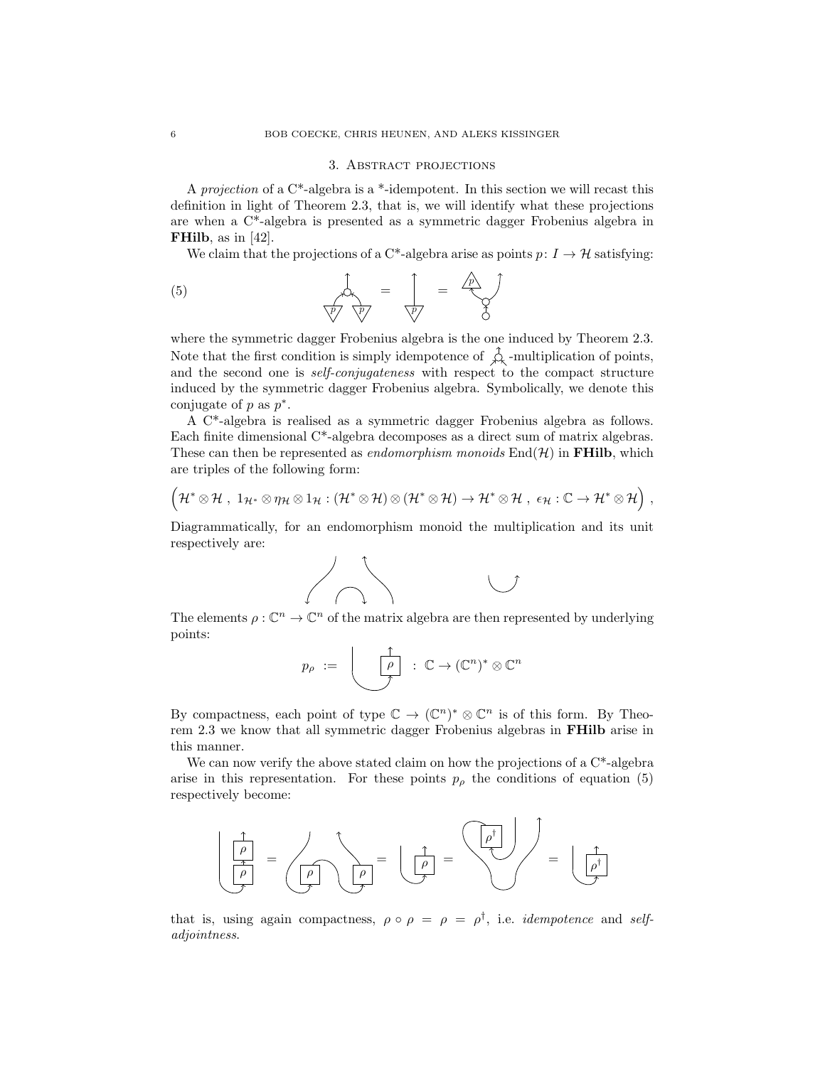## 3. Abstract projections

A *projection* of a C*-algebra is a *-idempotent. In this section we will recast this definition in light of Theorem 2.3, that is, we will identify what these projections are when a C*-algebra is presented as a symmetric dagger Frobenius algebra in **FHilb**, as in [42].

We claim that the projections of a C*-algebra arise as points $p\colon I \to \mathcal{H}$ satisfying:

(5)

where the symmetric dagger Frobenius algebra is the one induced by Theorem 2.3. Note that the first condition is simply idempotence of -multiplication of points, and the second one is *self-conjugateness* with respect to the compact structure induced by the symmetric dagger Frobenius algebra. Symbolically, we denote this conjugate of $p$ as $p^*$.

A C*-algebra is realised as a symmetric dagger Frobenius algebra as follows. Each finite dimensional C*-algebra decomposes as a direct sum of matrix algebras. These can then be represented as *endomorphism monoids* $\mathrm{End}(\mathcal{H})$ in **FHilb**, which are triples of the following form:

$$\Big(\mathcal{H}^* \otimes \mathcal{H}\ ,\ 1_{\mathcal{H}^*} \otimes \eta_{\mathcal{H}} \otimes 1_{\mathcal{H}} : (\mathcal{H}^* \otimes \mathcal{H}) \otimes (\mathcal{H}^* \otimes \mathcal{H}) \to \mathcal{H}^* \otimes \mathcal{H}\ ,\ \epsilon_{\mathcal{H}} : \mathbb{C} \to \mathcal{H}^* \otimes \mathcal{H}\Big)\ ,$$

Diagrammatically, for an endomorphism monoid the multiplication and its unit respectively are:

The elements $\rho : \mathbb{C}^n \to \mathbb{C}^n$ of the matrix algebra are then represented by underlying points:

$$p_\rho \ := \quad : \ \mathbb{C} \to (\mathbb{C}^n)^* \otimes \mathbb{C}^n$$

By compactness, each point of type $\mathbb{C} \to (\mathbb{C}^n)^* \otimes \mathbb{C}^n$ is of this form. By Theorem 2.3 we know that all symmetric dagger Frobenius algebras in **FHilb** arise in this manner.

We can now verify the above stated claim on how the projections of a C*-algebra arise in this representation. For these points $p_\rho$ the conditions of equation (5) respectively become:

that is, using again compactness, $\rho \circ \rho = \rho = \rho^\dagger$, i.e. *idempotence* and *self-adjointness*.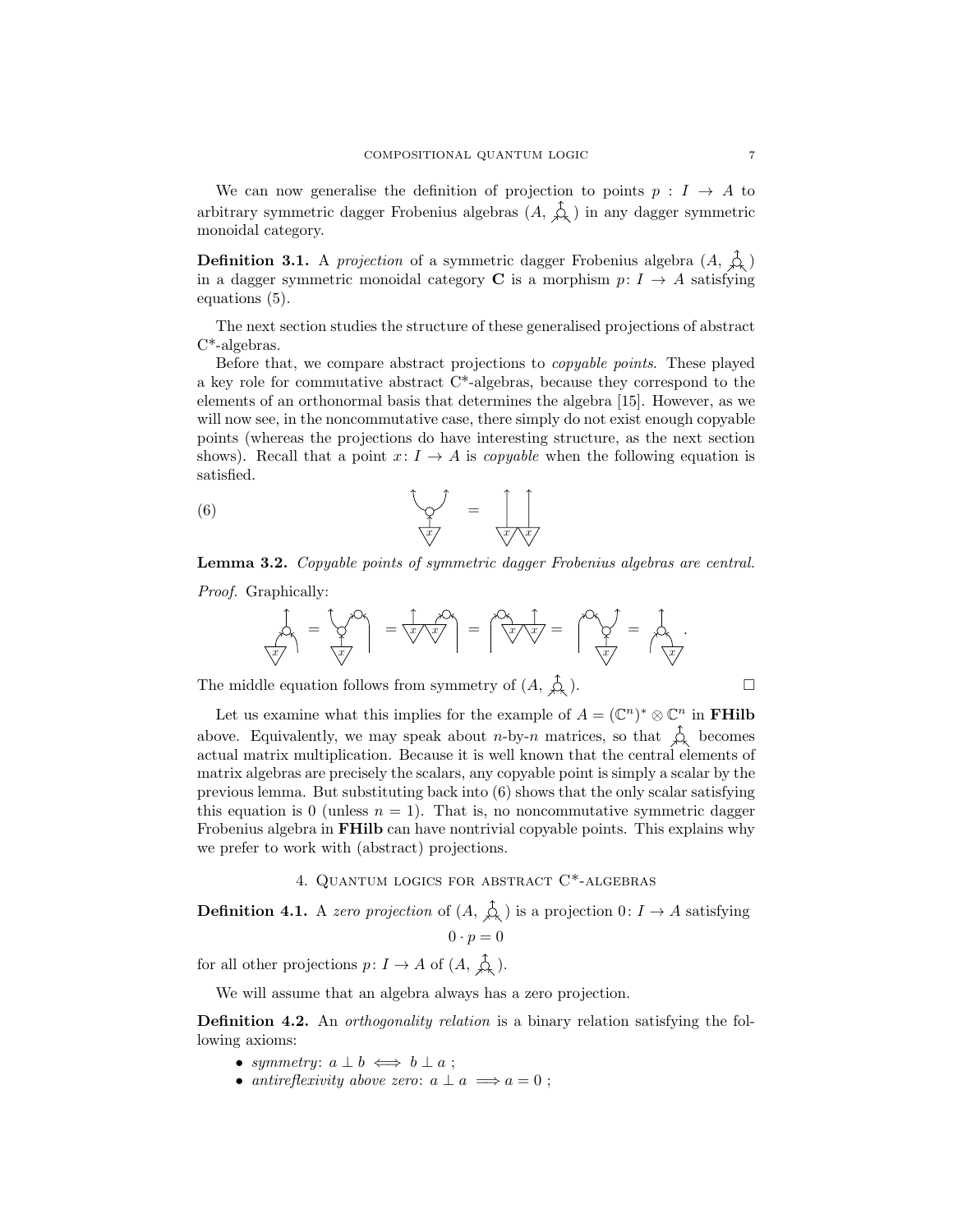We can now generalise the definition of projection to points $p : I \to A$ to arbitrary symmetric dagger Frobenius algebras $(A, \text{⚲})$ in any dagger symmetric monoidal category.

**Definition 3.1.** A *projection* of a symmetric dagger Frobenius algebra $(A, \text{⚲})$ in a dagger symmetric monoidal category $\mathbf{C}$ is a morphism $p \colon I \to A$ satisfying equations (5).

The next section studies the structure of these generalised projections of abstract C*-algebras.

Before that, we compare abstract projections to *copyable points*. These played a key role for commutative abstract C*-algebras, because they correspond to the elements of an orthonormal basis that determines the algebra [15]. However, as we will now see, in the noncommutative case, there simply do not exist enough copyable points (whereas the projections do have interesting structure, as the next section shows). Recall that a point $x \colon I \to A$ is *copyable* when the following equation is satisfied.

(6) [diagram: comultiplication applied to $x$ equals $x \otimes x$]

**Lemma 3.2.** *Copyable points of symmetric dagger Frobenius algebras are central.*

*Proof.* Graphically:

[diagram: chain of graphical equalities]

The middle equation follows from symmetry of $(A, \text{⚲})$. □

Let us examine what this implies for the example of $A = (\mathbb{C}^n)^* \otimes \mathbb{C}^n$ in **FHilb** above. Equivalently, we may speak about $n$-by-$n$ matrices, so that ⚲ becomes actual matrix multiplication. Because it is well known that the central elements of matrix algebras are precisely the scalars, any copyable point is simply a scalar by the previous lemma. But substituting back into (6) shows that the only scalar satisfying this equation is 0 (unless $n = 1$). That is, no noncommutative symmetric dagger Frobenius algebra in **FHilb** can have nontrivial copyable points. This explains why we prefer to work with (abstract) projections.

## 4. Quantum logics for abstract C*-algebras

**Definition 4.1.** A *zero projection* of $(A, \text{⚲})$ is a projection $0 \colon I \to A$ satisfying

$$0 \cdot p = 0$$

for all other projections $p \colon I \to A$ of $(A, \text{⚲})$.

We will assume that an algebra always has a zero projection.

**Definition 4.2.** An *orthogonality relation* is a binary relation satisfying the following axioms:

- *symmetry*: $a \perp b \iff b \perp a$ ;
- *antireflexivity above zero*: $a \perp a \implies a = 0$ ;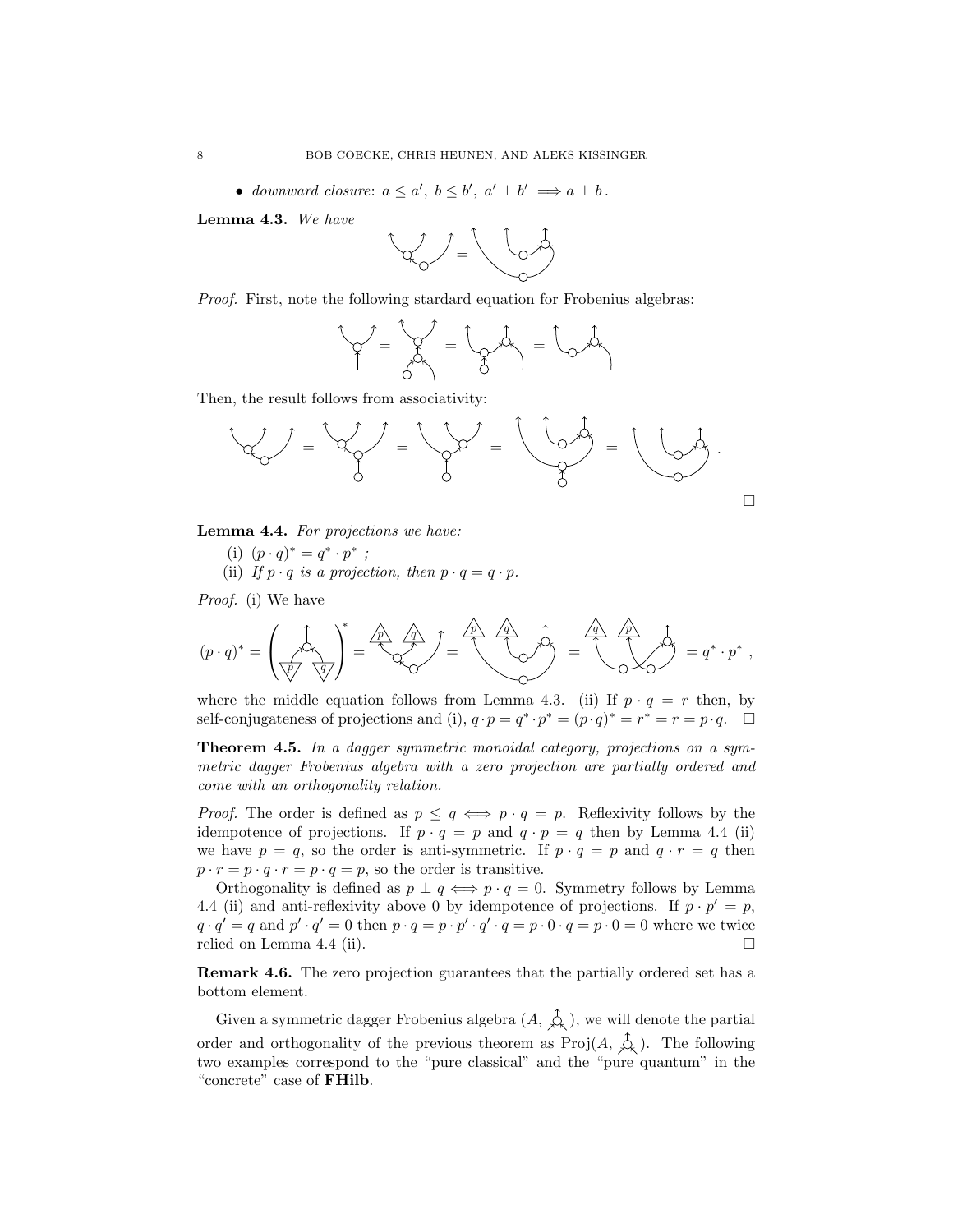- *downward closure*: $a \leq a'$, $b \leq b'$, $a' \perp b' \implies a \perp b$.

**Lemma 4.3.** *We have*

*Proof.* First, note the following stardard equation for Frobenius algebras:

Then, the result follows from associativity:

$\square$

**Lemma 4.4.** *For projections we have:*

(i) $(p \cdot q)^* = q^* \cdot p^*$ ;

(ii) *If* $p \cdot q$ *is a projection, then* $p \cdot q = q \cdot p$.

*Proof.* (i) We have

$$(p \cdot q)^* = \left( \cdots \right)^* = \cdots = \cdots = \cdots = q^* \cdot p^* \,,$$

where the middle equation follows from Lemma 4.3. (ii) If $p \cdot q = r$ then, by self-conjugateness of projections and (i), $q \cdot p = q^* \cdot p^* = (p \cdot q)^* = r^* = r = p \cdot q$. $\square$

**Theorem 4.5.** *In a dagger symmetric monoidal category, projections on a symmetric dagger Frobenius algebra with a zero projection are partially ordered and come with an orthogonality relation.*

*Proof.* The order is defined as $p \leq q \iff p \cdot q = p$. Reflexivity follows by the idempotence of projections. If $p \cdot q = p$ and $q \cdot p = q$ then by Lemma 4.4 (ii) we have $p = q$, so the order is anti-symmetric. If $p \cdot q = p$ and $q \cdot r = q$ then $p \cdot r = p \cdot q \cdot r = p \cdot q = p$, so the order is transitive.

Orthogonality is defined as $p \perp q \iff p \cdot q = 0$. Symmetry follows by Lemma 4.4 (ii) and anti-reflexivity above 0 by idempotence of projections. If $p \cdot p' = p$, $q \cdot q' = q$ and $p' \cdot q' = 0$ then $p \cdot q = p \cdot p' \cdot q' \cdot q = p \cdot 0 \cdot q = p \cdot 0 = 0$ where we twice relied on Lemma 4.4 (ii). $\square$

**Remark 4.6.** The zero projection guarantees that the partially ordered set has a bottom element.

Given a symmetric dagger Frobenius algebra $(A, \cdot)$, we will denote the partial order and orthogonality of the previous theorem as $\text{Proj}(A, \cdot)$. The following two examples correspond to the "pure classical" and the "pure quantum" in the "concrete" case of **FHilb**.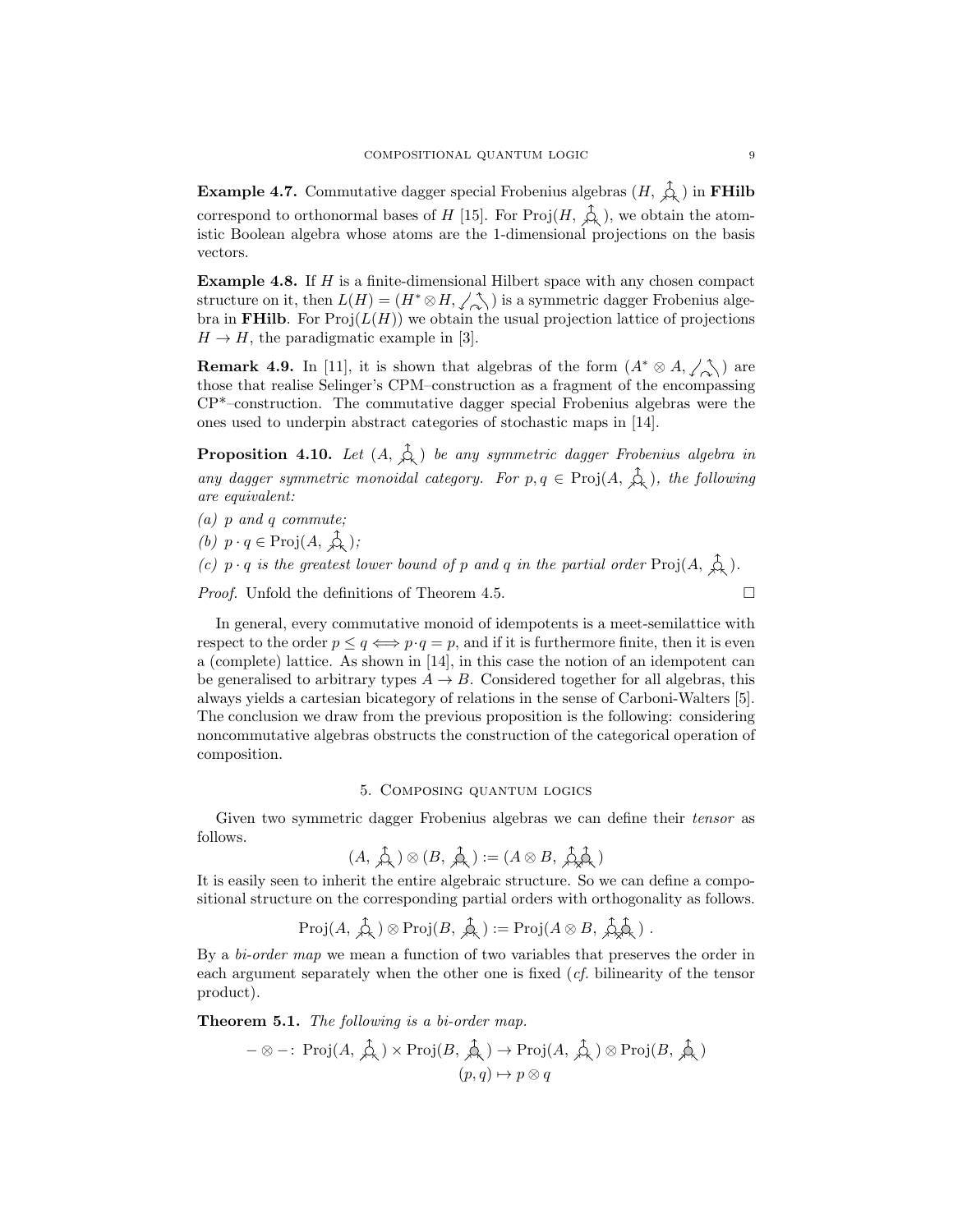**Example 4.7.** Commutative dagger special Frobenius algebras $(H, \text{⅄})$ in **FHilb** correspond to orthonormal bases of $H$ [15]. For $\text{Proj}(H, \text{⅄})$, we obtain the atomistic Boolean algebra whose atoms are the 1-dimensional projections on the basis vectors.

**Example 4.8.** If $H$ is a finite-dimensional Hilbert space with any chosen compact structure on it, then $L(H) = (H^* \otimes H, \text{⅄})$ is a symmetric dagger Frobenius algebra in **FHilb**. For $\text{Proj}(L(H))$ we obtain the usual projection lattice of projections $H \to H$, the paradigmatic example in [3].

**Remark 4.9.** In [11], it is shown that algebras of the form $(A^* \otimes A, \text{⅄})$ are those that realise Selinger's CPM–construction as a fragment of the encompassing CP\*–construction. The commutative dagger special Frobenius algebras were the ones used to underpin abstract categories of stochastic maps in [14].

**Proposition 4.10.** *Let $(A, \text{⅄})$ be any symmetric dagger Frobenius algebra in any dagger symmetric monoidal category. For $p, q \in \text{Proj}(A, \text{⅄})$, the following are equivalent:*

*(a) $p$ and $q$ commute;*

*(b) $p \cdot q \in \text{Proj}(A, \text{⅄})$;*

*(c) $p \cdot q$ is the greatest lower bound of $p$ and $q$ in the partial order $\text{Proj}(A, \text{⅄})$.*

*Proof.* Unfold the definitions of Theorem 4.5. □

In general, every commutative monoid of idempotents is a meet-semilattice with respect to the order $p \leq q \iff p \cdot q = p$, and if it is furthermore finite, then it is even a (complete) lattice. As shown in [14], in this case the notion of an idempotent can be generalised to arbitrary types $A \to B$. Considered together for all algebras, this always yields a cartesian bicategory of relations in the sense of Carboni-Walters [5]. The conclusion we draw from the previous proposition is the following: considering noncommutative algebras obstructs the construction of the categorical operation of composition.

## 5. Composing quantum logics

Given two symmetric dagger Frobenius algebras we can define their *tensor* as follows.

$$(A, \text{⅄}) \otimes (B, \text{⅄}) := (A \otimes B, \text{⅄⅄})$$

It is easily seen to inherit the entire algebraic structure. So we can define a compositional structure on the corresponding partial orders with orthogonality as follows.

$$\text{Proj}(A, \text{⅄}) \otimes \text{Proj}(B, \text{⅄}) := \text{Proj}(A \otimes B, \text{⅄⅄}) .$$

By a *bi-order map* we mean a function of two variables that preserves the order in each argument separately when the other one is fixed (*cf.* bilinearity of the tensor product).

**Theorem 5.1.** *The following is a bi-order map.*

$$- \otimes - \colon \text{Proj}(A, \text{⅄}) \times \text{Proj}(B, \text{⅄}) \to \text{Proj}(A, \text{⅄}) \otimes \text{Proj}(B, \text{⅄})$$
$$(p, q) \mapsto p \otimes q$$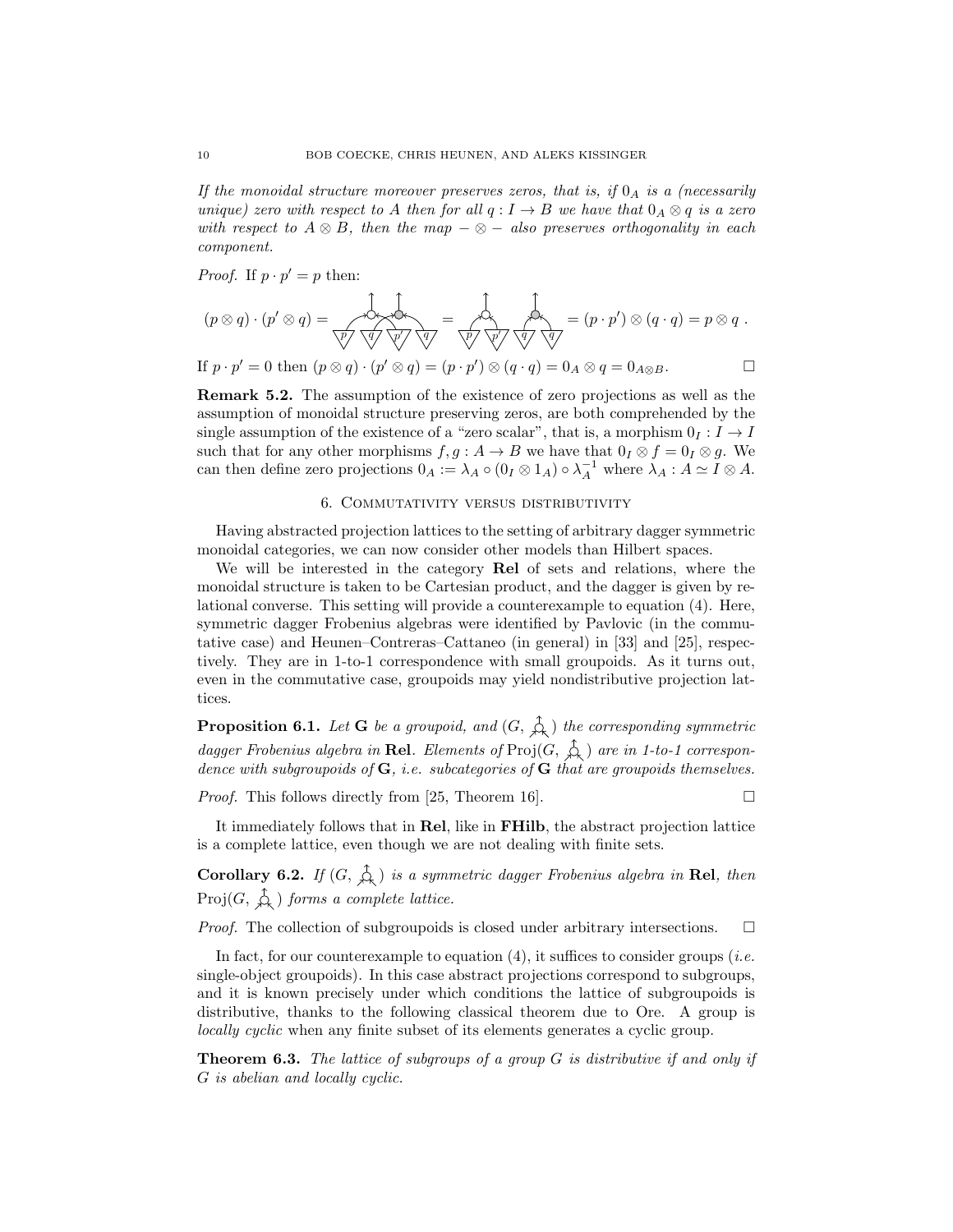*If the monoidal structure moreover preserves zeros, that is, if $0_A$ is a (necessarily unique) zero with respect to $A$ then for all $q : I \to B$ we have that $0_A \otimes q$ is a zero with respect to $A \otimes B$, then the map $- \otimes -$ also preserves orthogonality in each component.*

*Proof.* If $p \cdot p' = p$ then:

$$(p \otimes q) \cdot (p' \otimes q) = [\text{diagram}] = [\text{diagram}] = (p \cdot p') \otimes (q \cdot q) = p \otimes q\ .$$

If $p \cdot p' = 0$ then $(p \otimes q) \cdot (p' \otimes q) = (p \cdot p') \otimes (q \cdot q) = 0_A \otimes q = 0_{A \otimes B}$. □

**Remark 5.2.** The assumption of the existence of zero projections as well as the assumption of monoidal structure preserving zeros, are both comprehended by the single assumption of the existence of a "zero scalar", that is, a morphism $0_I : I \to I$ such that for any other morphisms $f, g : A \to B$ we have that $0_I \otimes f = 0_I \otimes g$. We can then define zero projections $0_A := \lambda_A \circ (0_I \otimes 1_A) \circ \lambda_A^{-1}$ where $\lambda_A : A \simeq I \otimes A$.

## 6. Commutativity versus distributivity

Having abstracted projection lattices to the setting of arbitrary dagger symmetric monoidal categories, we can now consider other models than Hilbert spaces.

We will be interested in the category **Rel** of sets and relations, where the monoidal structure is taken to be Cartesian product, and the dagger is given by relational converse. This setting will provide a counterexample to equation (4). Here, symmetric dagger Frobenius algebras were identified by Pavlovic (in the commutative case) and Heunen–Contreras–Cattaneo (in general) in [33] and [25], respectively. They are in 1-to-1 correspondence with small groupoids. As it turns out, even in the commutative case, groupoids may yield nondistributive projection lattices.

**Proposition 6.1.** *Let* **G** *be a groupoid, and* $(G, [\text{diagram}])$ *the corresponding symmetric dagger Frobenius algebra in* **Rel**. *Elements of* $\mathrm{Proj}(G, [\text{diagram}])$ *are in 1-to-1 correspondence with subgroupoids of* **G**, *i.e. subcategories of* **G** *that are groupoids themselves.*

*Proof.* This follows directly from [25, Theorem 16]. □

It immediately follows that in **Rel**, like in **FHilb**, the abstract projection lattice is a complete lattice, even though we are not dealing with finite sets.

**Corollary 6.2.** *If* $(G, [\text{diagram}])$ *is a symmetric dagger Frobenius algebra in* **Rel**, *then* $\mathrm{Proj}(G, [\text{diagram}])$ *forms a complete lattice.*

*Proof.* The collection of subgroupoids is closed under arbitrary intersections. □

In fact, for our counterexample to equation (4), it suffices to consider groups (*i.e.* single-object groupoids). In this case abstract projections correspond to subgroups, and it is known precisely under which conditions the lattice of subgroupoids is distributive, thanks to the following classical theorem due to Ore. A group is *locally cyclic* when any finite subset of its elements generates a cyclic group.

**Theorem 6.3.** *The lattice of subgroups of a group $G$ is distributive if and only if $G$ is abelian and locally cyclic.*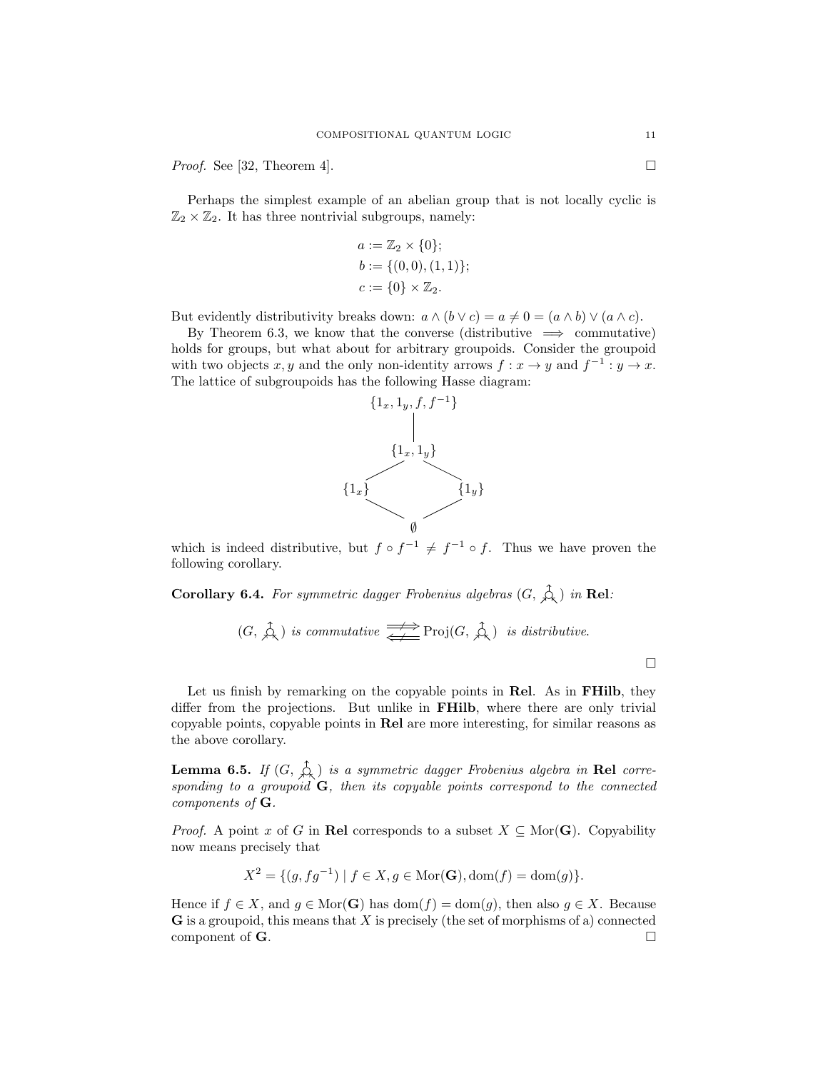*Proof.* See [32, Theorem 4]. □

Perhaps the simplest example of an abelian group that is not locally cyclic is $\mathbb{Z}_2 \times \mathbb{Z}_2$. It has three nontrivial subgroups, namely:

$$a := \mathbb{Z}_2 \times \{0\};$$
$$b := \{(0,0),(1,1)\};$$
$$c := \{0\} \times \mathbb{Z}_2.$$

But evidently distributivity breaks down: $a \wedge (b \vee c) = a \neq 0 = (a \wedge b) \vee (a \wedge c)$.

By Theorem 6.3, we know that the converse (distributive $\implies$ commutative) holds for groups, but what about for arbitrary groupoids. Consider the groupoid with two objects $x, y$ and the only non-identity arrows $f : x \to y$ and $f^{-1} : y \to x$. The lattice of subgroupoids has the following Hasse diagram:

$$\begin{array}{ccc} & \{1_x, 1_y, f, f^{-1}\} & \\ & | & \\ & \{1_x, 1_y\} & \\ \diagup & & \diagdown \\ \{1_x\} & & \{1_y\} \\ \diagdown & & \diagup \\ & \emptyset & \end{array}$$

which is indeed distributive, but $f \circ f^{-1} \neq f^{-1} \circ f$. Thus we have proven the following corollary.

**Corollary 6.4.** *For symmetric dagger Frobenius algebras $(G, \text{Frobenius})$ in* **Rel***:*

$$(G, \text{Frobenius}) \text{ is commutative } \not\Longleftrightarrow \operatorname{Proj}(G, \text{Frobenius}) \text{ is distributive.}$$

□

Let us finish by remarking on the copyable points in **Rel**. As in **FHilb**, they differ from the projections. But unlike in **FHilb**, where there are only trivial copyable points, copyable points in **Rel** are more interesting, for similar reasons as the above corollary.

**Lemma 6.5.** *If $(G, \text{Frobenius})$ is a symmetric dagger Frobenius algebra in* **Rel** *corresponding to a groupoid* **G***, then its copyable points correspond to the connected components of* **G***.*

*Proof.* A point $x$ of $G$ in **Rel** corresponds to a subset $X \subseteq \operatorname{Mor}(\mathbf{G})$. Copyability now means precisely that

$$X^2 = \{(g, fg^{-1}) \mid f \in X, g \in \operatorname{Mor}(\mathbf{G}), \operatorname{dom}(f) = \operatorname{dom}(g)\}.$$

Hence if $f \in X$, and $g \in \operatorname{Mor}(\mathbf{G})$ has $\operatorname{dom}(f) = \operatorname{dom}(g)$, then also $g \in X$. Because **G** is a groupoid, this means that $X$ is precisely (the set of morphisms of a) connected component of **G**. □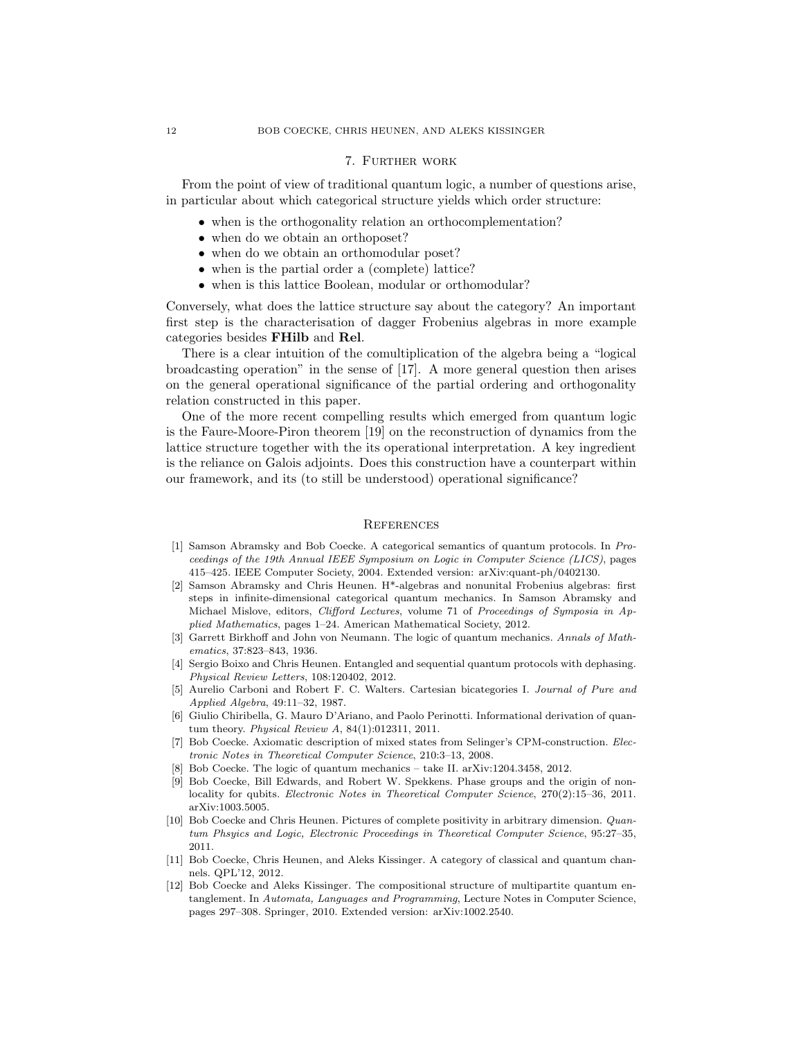## 7. Further work

From the point of view of traditional quantum logic, a number of questions arise, in particular about which categorical structure yields which order structure:

- when is the orthogonality relation an orthocomplementation?
- when do we obtain an orthoposet?
- when do we obtain an orthomodular poset?
- when is the partial order a (complete) lattice?
- when is this lattice Boolean, modular or orthomodular?

Conversely, what does the lattice structure say about the category? An important first step is the characterisation of dagger Frobenius algebras in more example categories besides **FHilb** and **Rel**.

There is a clear intuition of the comultiplication of the algebra being a "logical broadcasting operation" in the sense of [17]. A more general question then arises on the general operational significance of the partial ordering and orthogonality relation constructed in this paper.

One of the more recent compelling results which emerged from quantum logic is the Faure-Moore-Piron theorem [19] on the reconstruction of dynamics from the lattice structure together with the its operational interpretation. A key ingredient is the reliance on Galois adjoints. Does this construction have a counterpart within our framework, and its (to still be understood) operational significance?

## References

[1] Samson Abramsky and Bob Coecke. A categorical semantics of quantum protocols. In *Proceedings of the 19th Annual IEEE Symposium on Logic in Computer Science (LICS)*, pages 415–425. IEEE Computer Society, 2004. Extended version: arXiv:quant-ph/0402130.

[2] Samson Abramsky and Chris Heunen. H*-algebras and nonunital Frobenius algebras: first steps in infinite-dimensional categorical quantum mechanics. In Samson Abramsky and Michael Mislove, editors, *Clifford Lectures*, volume 71 of *Proceedings of Symposia in Applied Mathematics*, pages 1–24. American Mathematical Society, 2012.

[3] Garrett Birkhoff and John von Neumann. The logic of quantum mechanics. *Annals of Mathematics*, 37:823–843, 1936.

[4] Sergio Boixo and Chris Heunen. Entangled and sequential quantum protocols with dephasing. *Physical Review Letters*, 108:120402, 2012.

[5] Aurelio Carboni and Robert F. C. Walters. Cartesian bicategories I. *Journal of Pure and Applied Algebra*, 49:11–32, 1987.

[6] Giulio Chiribella, G. Mauro D'Ariano, and Paolo Perinotti. Informational derivation of quantum theory. *Physical Review A*, 84(1):012311, 2011.

[7] Bob Coecke. Axiomatic description of mixed states from Selinger's CPM-construction. *Electronic Notes in Theoretical Computer Science*, 210:3–13, 2008.

[8] Bob Coecke. The logic of quantum mechanics – take II. arXiv:1204.3458, 2012.

[9] Bob Coecke, Bill Edwards, and Robert W. Spekkens. Phase groups and the origin of nonlocality for qubits. *Electronic Notes in Theoretical Computer Science*, 270(2):15–36, 2011. arXiv:1003.5005.

[10] Bob Coecke and Chris Heunen. Pictures of complete positivity in arbitrary dimension. *Quantum Phsyics and Logic, Electronic Proceedings in Theoretical Computer Science*, 95:27–35, 2011.

[11] Bob Coecke, Chris Heunen, and Aleks Kissinger. A category of classical and quantum channels. QPL'12, 2012.

[12] Bob Coecke and Aleks Kissinger. The compositional structure of multipartite quantum entanglement. In *Automata, Languages and Programming*, Lecture Notes in Computer Science, pages 297–308. Springer, 2010. Extended version: arXiv:1002.2540.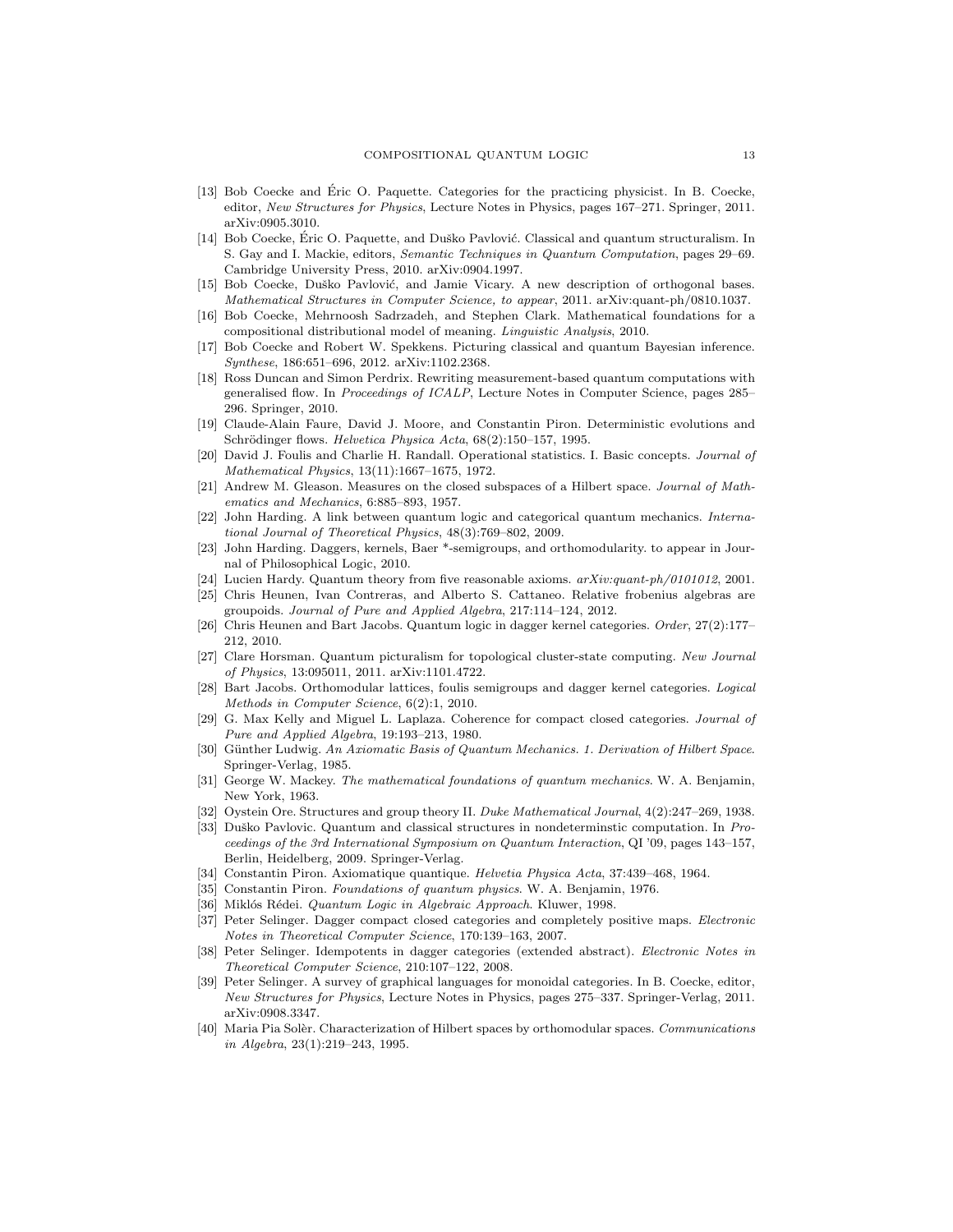[13] Bob Coecke and Éric O. Paquette. Categories for the practicing physicist. In B. Coecke, editor, *New Structures for Physics*, Lecture Notes in Physics, pages 167–271. Springer, 2011. arXiv:0905.3010.

[14] Bob Coecke, Éric O. Paquette, and Duško Pavlović. Classical and quantum structuralism. In S. Gay and I. Mackie, editors, *Semantic Techniques in Quantum Computation*, pages 29–69. Cambridge University Press, 2010. arXiv:0904.1997.

[15] Bob Coecke, Duško Pavlović, and Jamie Vicary. A new description of orthogonal bases. *Mathematical Structures in Computer Science, to appear*, 2011. arXiv:quant-ph/0810.1037.

[16] Bob Coecke, Mehrnoosh Sadrzadeh, and Stephen Clark. Mathematical foundations for a compositional distributional model of meaning. *Linguistic Analysis*, 2010.

[17] Bob Coecke and Robert W. Spekkens. Picturing classical and quantum Bayesian inference. *Synthese*, 186:651–696, 2012. arXiv:1102.2368.

[18] Ross Duncan and Simon Perdrix. Rewriting measurement-based quantum computations with generalised flow. In *Proceedings of ICALP*, Lecture Notes in Computer Science, pages 285–296. Springer, 2010.

[19] Claude-Alain Faure, David J. Moore, and Constantin Piron. Deterministic evolutions and Schrödinger flows. *Helvetica Physica Acta*, 68(2):150–157, 1995.

[20] David J. Foulis and Charlie H. Randall. Operational statistics. I. Basic concepts. *Journal of Mathematical Physics*, 13(11):1667–1675, 1972.

[21] Andrew M. Gleason. Measures on the closed subspaces of a Hilbert space. *Journal of Mathematics and Mechanics*, 6:885–893, 1957.

[22] John Harding. A link between quantum logic and categorical quantum mechanics. *International Journal of Theoretical Physics*, 48(3):769–802, 2009.

[23] John Harding. Daggers, kernels, Baer *-semigroups, and orthomodularity. to appear in Journal of Philosophical Logic, 2010.

[24] Lucien Hardy. Quantum theory from five reasonable axioms. *arXiv:quant-ph/0101012*, 2001.

[25] Chris Heunen, Ivan Contreras, and Alberto S. Cattaneo. Relative frobenius algebras are groupoids. *Journal of Pure and Applied Algebra*, 217:114–124, 2012.

[26] Chris Heunen and Bart Jacobs. Quantum logic in dagger kernel categories. *Order*, 27(2):177–212, 2010.

[27] Clare Horsman. Quantum picturalism for topological cluster-state computing. *New Journal of Physics*, 13:095011, 2011. arXiv:1101.4722.

[28] Bart Jacobs. Orthomodular lattices, foulis semigroups and dagger kernel categories. *Logical Methods in Computer Science*, 6(2):1, 2010.

[29] G. Max Kelly and Miguel L. Laplaza. Coherence for compact closed categories. *Journal of Pure and Applied Algebra*, 19:193–213, 1980.

[30] Günther Ludwig. *An Axiomatic Basis of Quantum Mechanics. 1. Derivation of Hilbert Space*. Springer-Verlag, 1985.

[31] George W. Mackey. *The mathematical foundations of quantum mechanics*. W. A. Benjamin, New York, 1963.

[32] Oystein Ore. Structures and group theory II. *Duke Mathematical Journal*, 4(2):247–269, 1938.

[33] Duško Pavlovic. Quantum and classical structures in nondeterminstic computation. In *Proceedings of the 3rd International Symposium on Quantum Interaction*, QI '09, pages 143–157, Berlin, Heidelberg, 2009. Springer-Verlag.

[34] Constantin Piron. Axiomatique quantique. *Helvetia Physica Acta*, 37:439–468, 1964.

[35] Constantin Piron. *Foundations of quantum physics*. W. A. Benjamin, 1976.

[36] Miklós Rédei. *Quantum Logic in Algebraic Approach*. Kluwer, 1998.

[37] Peter Selinger. Dagger compact closed categories and completely positive maps. *Electronic Notes in Theoretical Computer Science*, 170:139–163, 2007.

[38] Peter Selinger. Idempotents in dagger categories (extended abstract). *Electronic Notes in Theoretical Computer Science*, 210:107–122, 2008.

[39] Peter Selinger. A survey of graphical languages for monoidal categories. In B. Coecke, editor, *New Structures for Physics*, Lecture Notes in Physics, pages 275–337. Springer-Verlag, 2011. arXiv:0908.3347.

[40] Maria Pia Solèr. Characterization of Hilbert spaces by orthomodular spaces. *Communications in Algebra*, 23(1):219–243, 1995.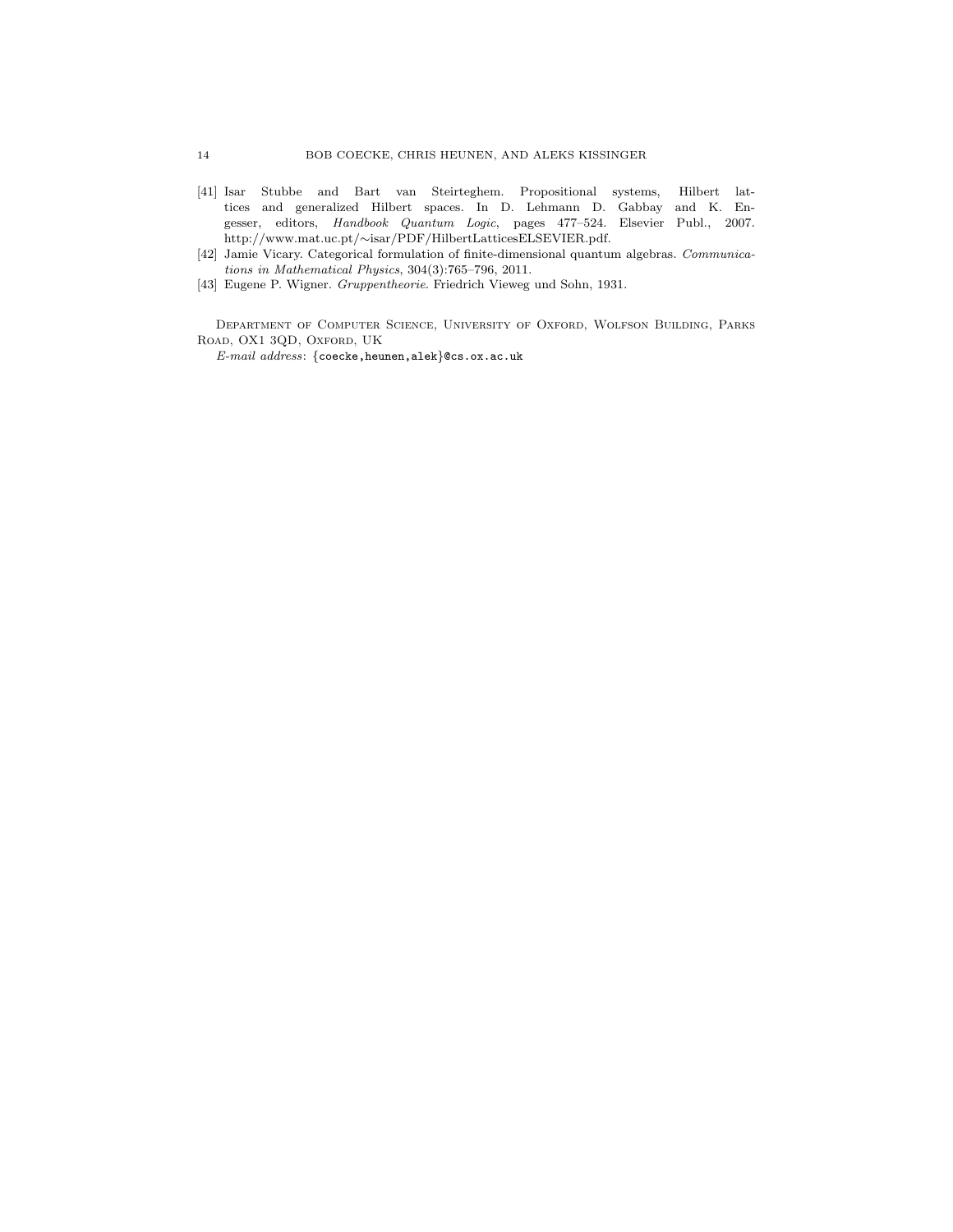[41] Isar Stubbe and Bart van Steirteghem. Propositional systems, Hilbert lattices and generalized Hilbert spaces. In D. Lehmann D. Gabbay and K. Engesser, editors, *Handbook Quantum Logic*, pages 477–524. Elsevier Publ., 2007. http://www.mat.uc.pt/∼isar/PDF/HilbertLatticesELSEVIER.pdf.

[42] Jamie Vicary. Categorical formulation of finite-dimensional quantum algebras. *Communications in Mathematical Physics*, 304(3):765–796, 2011.

[43] Eugene P. Wigner. *Gruppentheorie*. Friedrich Vieweg und Sohn, 1931.

Department of Computer Science, University of Oxford, Wolfson Building, Parks Road, OX1 3QD, Oxford, UK

*E-mail address*: {coecke,heunen,alek}@cs.ox.ac.uk